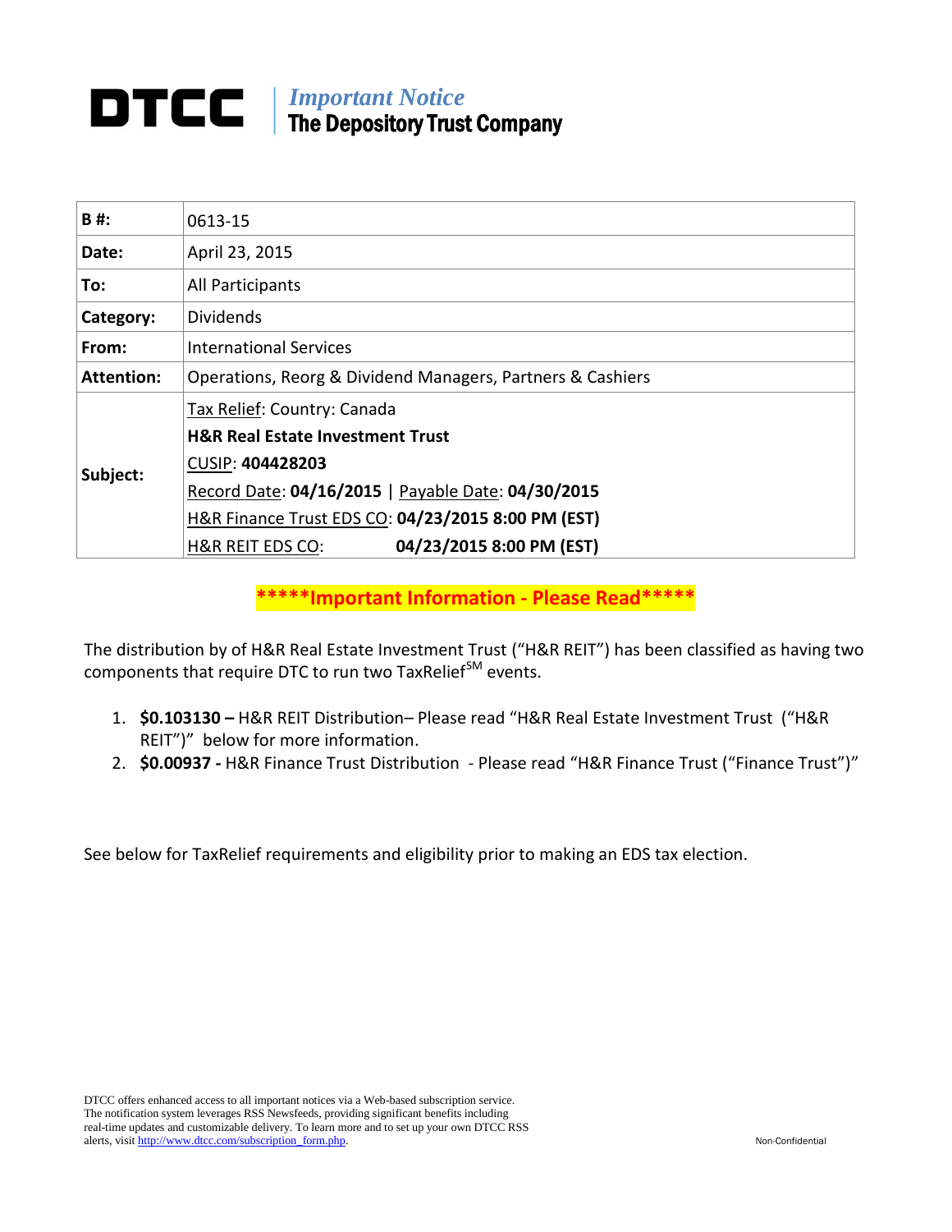# DTCC

*Important Notice*
**The Depository Trust Company**

| | |
|---|---|
| **B #:** | 0613-15 |
| **Date:** | April 23, 2015 |
| **To:** | All Participants |
| **Category:** | Dividends |
| **From:** | International Services |
| **Attention:** | Operations, Reorg & Dividend Managers, Partners & Cashiers |
| **Subject:** | Tax Relief: Country: Canada<br>**H&R Real Estate Investment Trust**<br>CUSIP: **404428203**<br>Record Date: **04/16/2015** \| Payable Date: **04/30/2015**<br>H&R Finance Trust EDS CO: **04/23/2015 8:00 PM (EST)**<br>H&R REIT EDS CO: **04/23/2015 8:00 PM (EST)** |

**\*\*\*\*\*Important Information - Please Read\*\*\*\*\***

The distribution by of H&R Real Estate Investment Trust ("H&R REIT") has been classified as having two components that require DTC to run two TaxRelief[SM] events.

1. **$0.103130 –** H&R REIT Distribution– Please read "H&R Real Estate Investment Trust ("H&R REIT")" below for more information.
2. **$0.00937 -** H&R Finance Trust Distribution - Please read "H&R Finance Trust ("Finance Trust")"

See below for TaxRelief requirements and eligibility prior to making an EDS tax election.

DTCC offers enhanced access to all important notices via a Web-based subscription service. The notification system leverages RSS Newsfeeds, providing significant benefits including real-time updates and customizable delivery. To learn more and to set up your own DTCC RSS alerts, visit http://www.dtcc.com/subscription_form.php.

Non-Confidential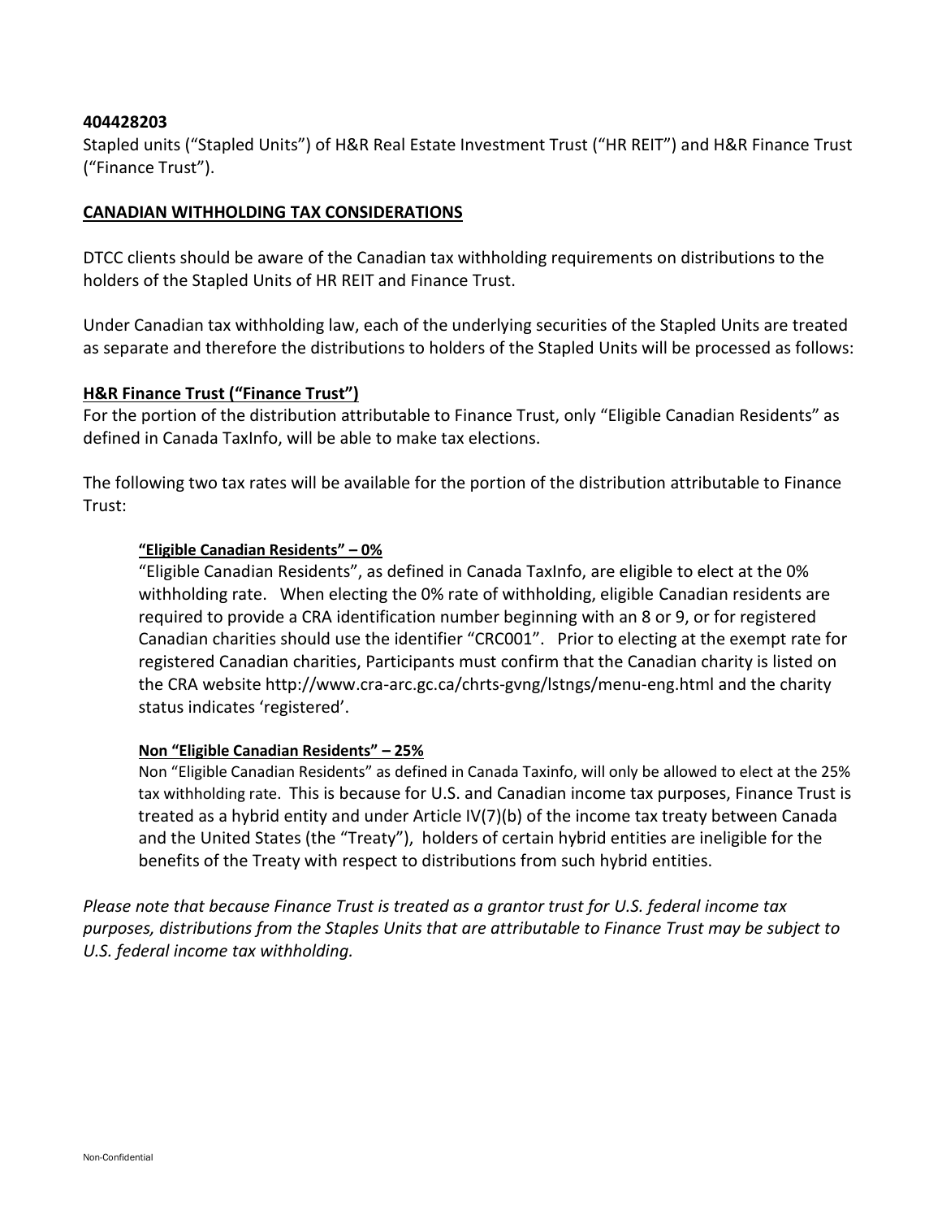**404428203**

Stapled units ("Stapled Units") of H&R Real Estate Investment Trust ("HR REIT") and H&R Finance Trust ("Finance Trust").

**CANADIAN WITHHOLDING TAX CONSIDERATIONS**

DTCC clients should be aware of the Canadian tax withholding requirements on distributions to the holders of the Stapled Units of HR REIT and Finance Trust.

Under Canadian tax withholding law, each of the underlying securities of the Stapled Units are treated as separate and therefore the distributions to holders of the Stapled Units will be processed as follows:

**H&R Finance Trust ("Finance Trust")**

For the portion of the distribution attributable to Finance Trust, only "Eligible Canadian Residents" as defined in Canada TaxInfo, will be able to make tax elections.

The following two tax rates will be available for the portion of the distribution attributable to Finance Trust:

> **"Eligible Canadian Residents" – 0%**
>
> "Eligible Canadian Residents", as defined in Canada TaxInfo, are eligible to elect at the 0% withholding rate. When electing the 0% rate of withholding, eligible Canadian residents are required to provide a CRA identification number beginning with an 8 or 9, or for registered Canadian charities should use the identifier "CRC001". Prior to electing at the exempt rate for registered Canadian charities, Participants must confirm that the Canadian charity is listed on the CRA website http://www.cra-arc.gc.ca/chrts-gvng/lstngs/menu-eng.html and the charity status indicates 'registered'.
>
> **Non "Eligible Canadian Residents" – 25%**
>
> Non "Eligible Canadian Residents" as defined in Canada Taxinfo, will only be allowed to elect at the 25% tax withholding rate. This is because for U.S. and Canadian income tax purposes, Finance Trust is treated as a hybrid entity and under Article IV(7)(b) of the income tax treaty between Canada and the United States (the "Treaty"), holders of certain hybrid entities are ineligible for the benefits of the Treaty with respect to distributions from such hybrid entities.

*Please note that because Finance Trust is treated as a grantor trust for U.S. federal income tax purposes, distributions from the Staples Units that are attributable to Finance Trust may be subject to U.S. federal income tax withholding.*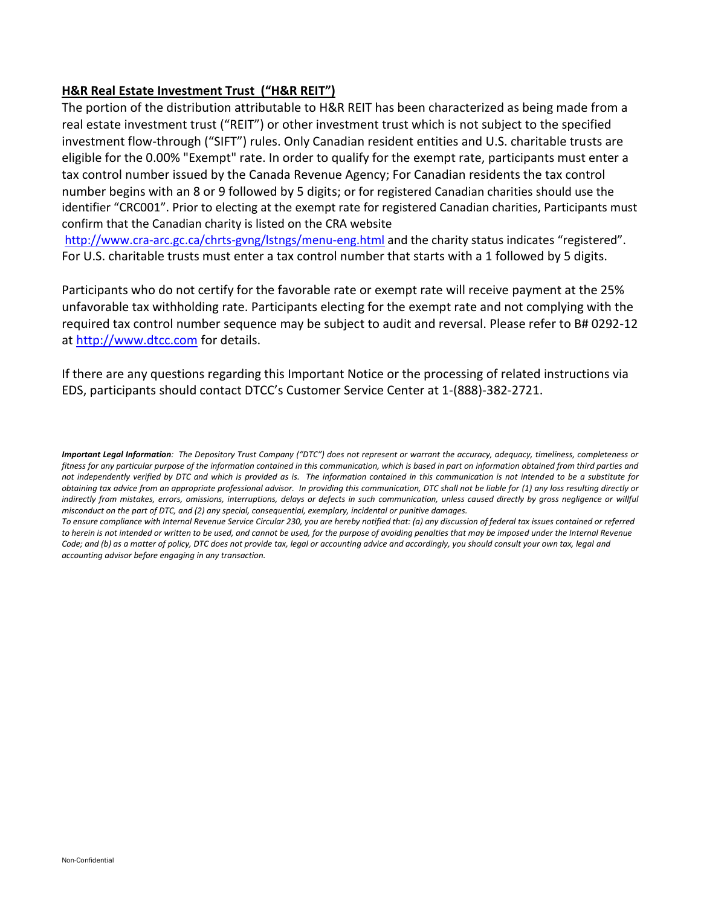**H&R Real Estate Investment Trust ("H&R REIT")**

The portion of the distribution attributable to H&R REIT has been characterized as being made from a real estate investment trust ("REIT") or other investment trust which is not subject to the specified investment flow-through ("SIFT") rules. Only Canadian resident entities and U.S. charitable trusts are eligible for the 0.00% "Exempt" rate. In order to qualify for the exempt rate, participants must enter a tax control number issued by the Canada Revenue Agency; For Canadian residents the tax control number begins with an 8 or 9 followed by 5 digits; or for registered Canadian charities should use the identifier "CRC001". Prior to electing at the exempt rate for registered Canadian charities, Participants must confirm that the Canadian charity is listed on the CRA website http://www.cra-arc.gc.ca/chrts-gvng/lstngs/menu-eng.html and the charity status indicates "registered". For U.S. charitable trusts must enter a tax control number that starts with a 1 followed by 5 digits.

Participants who do not certify for the favorable rate or exempt rate will receive payment at the 25% unfavorable tax withholding rate. Participants electing for the exempt rate and not complying with the required tax control number sequence may be subject to audit and reversal. Please refer to B# 0292-12 at http://www.dtcc.com for details.

If there are any questions regarding this Important Notice or the processing of related instructions via EDS, participants should contact DTCC's Customer Service Center at 1-(888)-382-2721.

***Important Legal Information**: The Depository Trust Company ("DTC") does not represent or warrant the accuracy, adequacy, timeliness, completeness or fitness for any particular purpose of the information contained in this communication, which is based in part on information obtained from third parties and not independently verified by DTC and which is provided as is. The information contained in this communication is not intended to be a substitute for obtaining tax advice from an appropriate professional advisor. In providing this communication, DTC shall not be liable for (1) any loss resulting directly or indirectly from mistakes, errors, omissions, interruptions, delays or defects in such communication, unless caused directly by gross negligence or willful misconduct on the part of DTC, and (2) any special, consequential, exemplary, incidental or punitive damages.*

*To ensure compliance with Internal Revenue Service Circular 230, you are hereby notified that: (a) any discussion of federal tax issues contained or referred to herein is not intended or written to be used, and cannot be used, for the purpose of avoiding penalties that may be imposed under the Internal Revenue Code; and (b) as a matter of policy, DTC does not provide tax, legal or accounting advice and accordingly, you should consult your own tax, legal and accounting advisor before engaging in any transaction.*

Non-Confidential